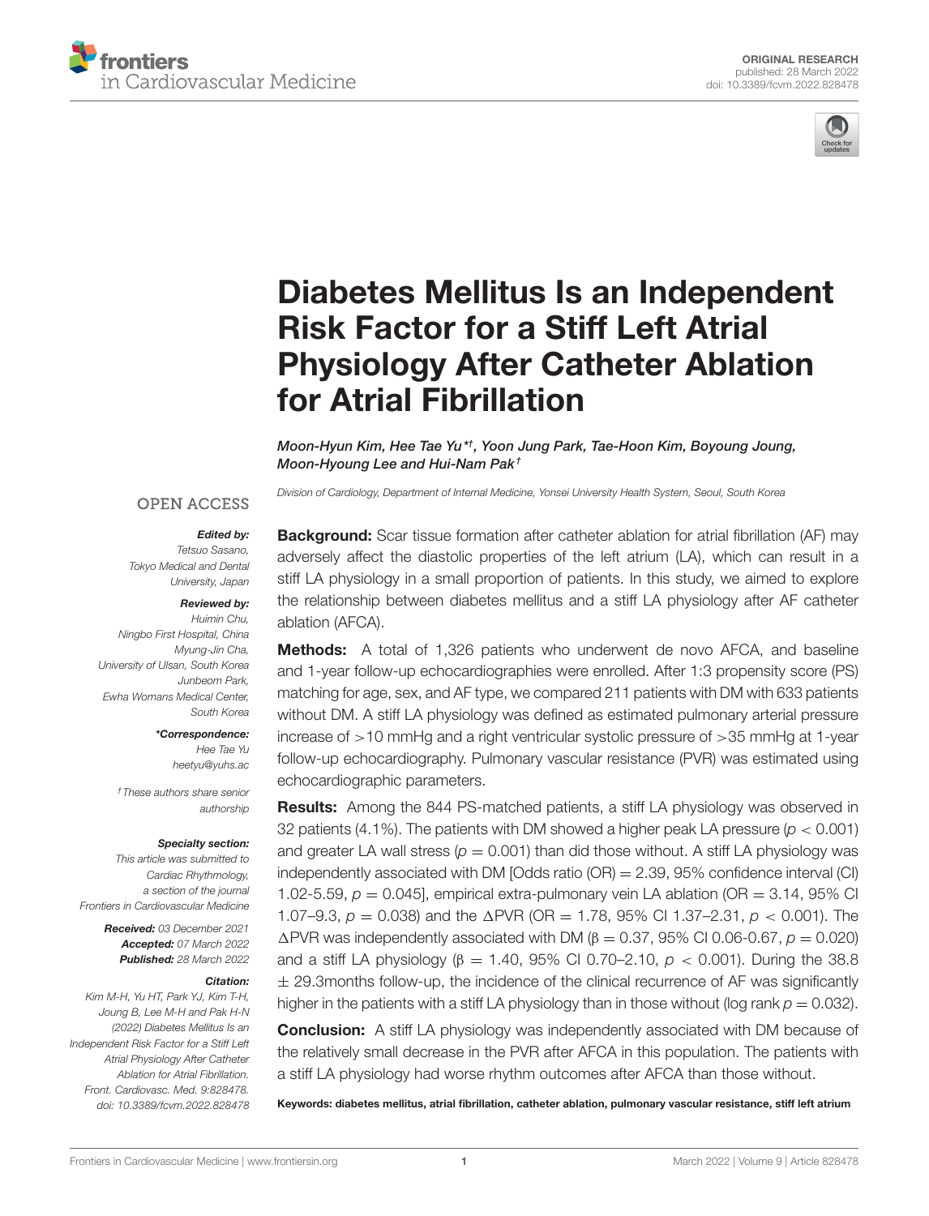ORIGINAL RESEARCH
published: 28 March 2022
doi: 10.3389/fcvm.2022.828478

# Diabetes Mellitus Is an Independent Risk Factor for a Stiff Left Atrial Physiology After Catheter Ablation for Atrial Fibrillation

*Moon-Hyun Kim, Hee Tae Yu\*†, Yoon Jung Park, Tae-Hoon Kim, Boyoung Joung, Moon-Hyoung Lee and Hui-Nam Pak†*

*Division of Cardiology, Department of Internal Medicine, Yonsei University Health System, Seoul, South Korea*

OPEN ACCESS

***Edited by:***
*Tetsuo Sasano,*
*Tokyo Medical and Dental University, Japan*

***Reviewed by:***
*Huimin Chu,*
*Ningbo First Hospital, China*
*Myung-Jin Cha,*
*University of Ulsan, South Korea*
*Junbeom Park,*
*Ewha Womans Medical Center, South Korea*

***\*Correspondence:***
*Hee Tae Yu*
*heetyu@yuhs.ac*

*†These authors share senior authorship*

***Specialty section:***
*This article was submitted to Cardiac Rhythmology, a section of the journal Frontiers in Cardiovascular Medicine*

***Received:*** *03 December 2021*
***Accepted:*** *07 March 2022*
***Published:*** *28 March 2022*

***Citation:***
*Kim M-H, Yu HT, Park YJ, Kim T-H, Joung B, Lee M-H and Pak H-N (2022) Diabetes Mellitus Is an Independent Risk Factor for a Stiff Left Atrial Physiology After Catheter Ablation for Atrial Fibrillation. Front. Cardiovasc. Med. 9:828478. doi: 10.3389/fcvm.2022.828478*

**Background:** Scar tissue formation after catheter ablation for atrial fibrillation (AF) may adversely affect the diastolic properties of the left atrium (LA), which can result in a stiff LA physiology in a small proportion of patients. In this study, we aimed to explore the relationship between diabetes mellitus and a stiff LA physiology after AF catheter ablation (AFCA).

**Methods:** A total of 1,326 patients who underwent de novo AFCA, and baseline and 1-year follow-up echocardiographies were enrolled. After 1:3 propensity score (PS) matching for age, sex, and AF type, we compared 211 patients with DM with 633 patients without DM. A stiff LA physiology was defined as estimated pulmonary arterial pressure increase of >10 mmHg and a right ventricular systolic pressure of >35 mmHg at 1-year follow-up echocardiography. Pulmonary vascular resistance (PVR) was estimated using echocardiographic parameters.

**Results:** Among the 844 PS-matched patients, a stiff LA physiology was observed in 32 patients (4.1%). The patients with DM showed a higher peak LA pressure ($p < 0.001$) and greater LA wall stress ($p = 0.001$) than did those without. A stiff LA physiology was independently associated with DM [Odds ratio (OR) = 2.39, 95% confidence interval (CI) 1.02-5.59, $p = 0.045$], empirical extra-pulmonary vein LA ablation (OR = 3.14, 95% CI 1.07–9.3, $p = 0.038$) and the ΔPVR (OR = 1.78, 95% CI 1.37–2.31, $p < 0.001$). The ΔPVR was independently associated with DM ($\beta = 0.37$, 95% CI 0.06-0.67, $p = 0.020$) and a stiff LA physiology ($\beta = 1.40$, 95% CI 0.70–2.10, $p < 0.001$). During the 38.8 ± 29.3months follow-up, the incidence of the clinical recurrence of AF was significantly higher in the patients with a stiff LA physiology than in those without (log rank $p = 0.032$).

**Conclusion:** A stiff LA physiology was independently associated with DM because of the relatively small decrease in the PVR after AFCA in this population. The patients with a stiff LA physiology had worse rhythm outcomes after AFCA than those without.

**Keywords: diabetes mellitus, atrial fibrillation, catheter ablation, pulmonary vascular resistance, stiff left atrium**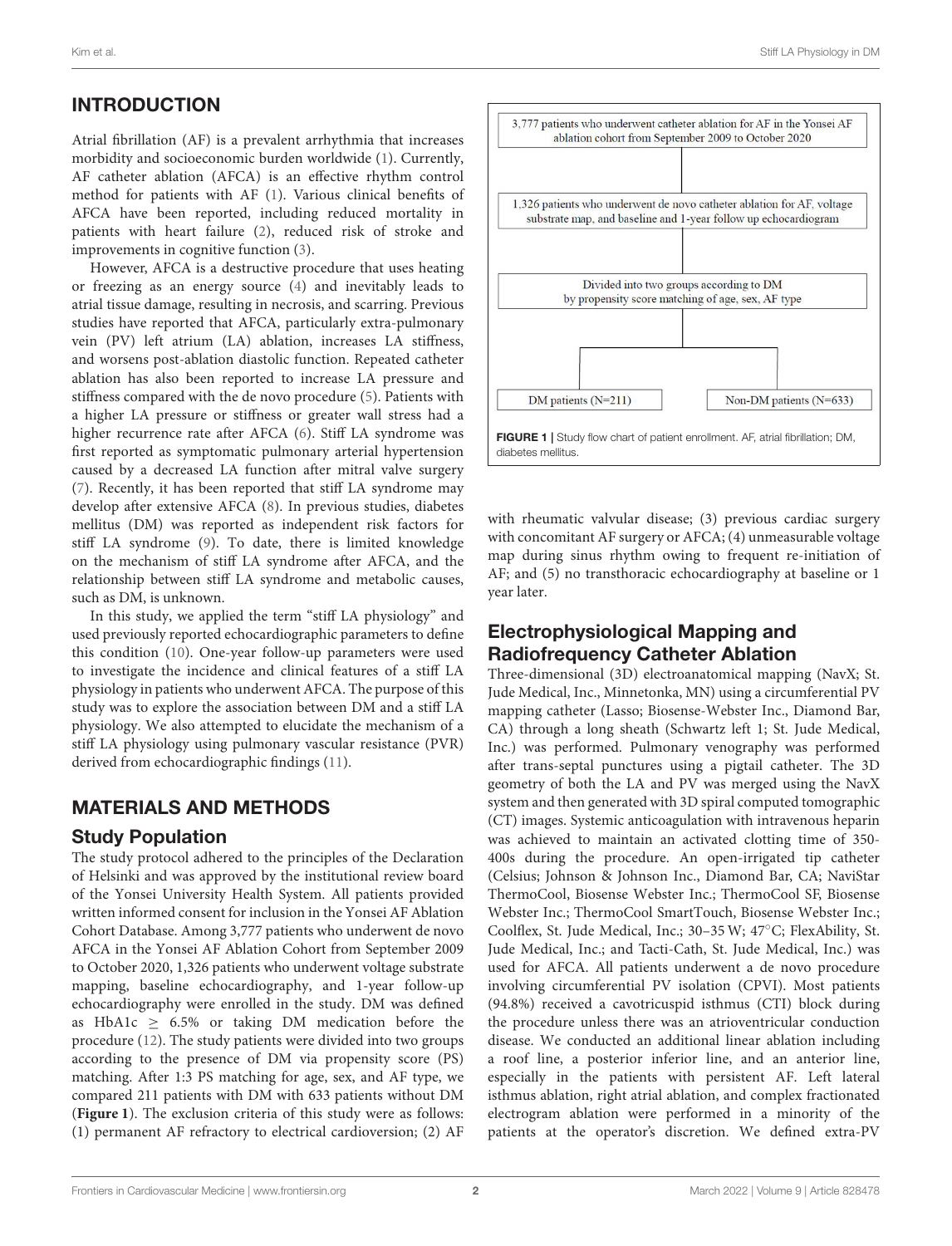## INTRODUCTION

Atrial fibrillation (AF) is a prevalent arrhythmia that increases morbidity and socioeconomic burden worldwide (1). Currently, AF catheter ablation (AFCA) is an effective rhythm control method for patients with AF (1). Various clinical benefits of AFCA have been reported, including reduced mortality in patients with heart failure (2), reduced risk of stroke and improvements in cognitive function (3).

However, AFCA is a destructive procedure that uses heating or freezing as an energy source (4) and inevitably leads to atrial tissue damage, resulting in necrosis, and scarring. Previous studies have reported that AFCA, particularly extra-pulmonary vein (PV) left atrium (LA) ablation, increases LA stiffness, and worsens post-ablation diastolic function. Repeated catheter ablation has also been reported to increase LA pressure and stiffness compared with the de novo procedure (5). Patients with a higher LA pressure or stiffness or greater wall stress had a higher recurrence rate after AFCA (6). Stiff LA syndrome was first reported as symptomatic pulmonary arterial hypertension caused by a decreased LA function after mitral valve surgery (7). Recently, it has been reported that stiff LA syndrome may develop after extensive AFCA (8). In previous studies, diabetes mellitus (DM) was reported as independent risk factors for stiff LA syndrome (9). To date, there is limited knowledge on the mechanism of stiff LA syndrome after AFCA, and the relationship between stiff LA syndrome and metabolic causes, such as DM, is unknown.

In this study, we applied the term "stiff LA physiology" and used previously reported echocardiographic parameters to define this condition (10). One-year follow-up parameters were used to investigate the incidence and clinical features of a stiff LA physiology in patients who underwent AFCA. The purpose of this study was to explore the association between DM and a stiff LA physiology. We also attempted to elucidate the mechanism of a stiff LA physiology using pulmonary vascular resistance (PVR) derived from echocardiographic findings (11).

## MATERIALS AND METHODS

### Study Population

The study protocol adhered to the principles of the Declaration of Helsinki and was approved by the institutional review board of the Yonsei University Health System. All patients provided written informed consent for inclusion in the Yonsei AF Ablation Cohort Database. Among 3,777 patients who underwent de novo AFCA in the Yonsei AF Ablation Cohort from September 2009 to October 2020, 1,326 patients who underwent voltage substrate mapping, baseline echocardiography, and 1-year follow-up echocardiography were enrolled in the study. DM was defined as HbA1c $\geq$ 6.5% or taking DM medication before the procedure (12). The study patients were divided into two groups according to the presence of DM via propensity score (PS) matching. After 1:3 PS matching for age, sex, and AF type, we compared 211 patients with DM with 633 patients without DM (**Figure 1**). The exclusion criteria of this study were as follows: (1) permanent AF refractory to electrical cardioversion; (2) AF with rheumatic valvular disease; (3) previous cardiac surgery with concomitant AF surgery or AFCA; (4) unmeasurable voltage map during sinus rhythm owing to frequent re-initiation of AF; and (5) no transthoracic echocardiography at baseline or 1 year later.

3,777 patients who underwent catheter ablation for AF in the Yonsei AF ablation cohort from September 2009 to October 2020

1,326 patients who underwent de novo catheter ablation for AF, voltage substrate map, and baseline and 1-year follow up echocardiogram

Divided into two groups according to DM by propensity score matching of age, sex, AF type

DM patients (N=211) | Non-DM patients (N=633)

**FIGURE 1** | Study flow chart of patient enrollment. AF, atrial fibrillation; DM, diabetes mellitus.

### Electrophysiological Mapping and Radiofrequency Catheter Ablation

Three-dimensional (3D) electroanatomical mapping (NavX; St. Jude Medical, Inc., Minnetonka, MN) using a circumferential PV mapping catheter (Lasso; Biosense-Webster Inc., Diamond Bar, CA) through a long sheath (Schwartz left 1; St. Jude Medical, Inc.) was performed. Pulmonary venography was performed after trans-septal punctures using a pigtail catheter. The 3D geometry of both the LA and PV was merged using the NavX system and then generated with 3D spiral computed tomographic (CT) images. Systemic anticoagulation with intravenous heparin was achieved to maintain an activated clotting time of 350-400s during the procedure. An open-irrigated tip catheter (Celsius; Johnson & Johnson Inc., Diamond Bar, CA; NaviStar ThermoCool, Biosense Webster Inc.; ThermoCool SF, Biosense Webster Inc.; ThermoCool SmartTouch, Biosense Webster Inc.; Coolflex, St. Jude Medical, Inc.; 30–35 W; 47°C; FlexAbility, St. Jude Medical, Inc.; and Tacti-Cath, St. Jude Medical, Inc.) was used for AFCA. All patients underwent a de novo procedure involving circumferential PV isolation (CPVI). Most patients (94.8%) received a cavotricuspid isthmus (CTI) block during the procedure unless there was an atrioventricular conduction disease. We conducted an additional linear ablation including a roof line, a posterior inferior line, and an anterior line, especially in the patients with persistent AF. Left lateral isthmus ablation, right atrial ablation, and complex fractionated electrogram ablation were performed in a minority of the patients at the operator's discretion. We defined extra-PV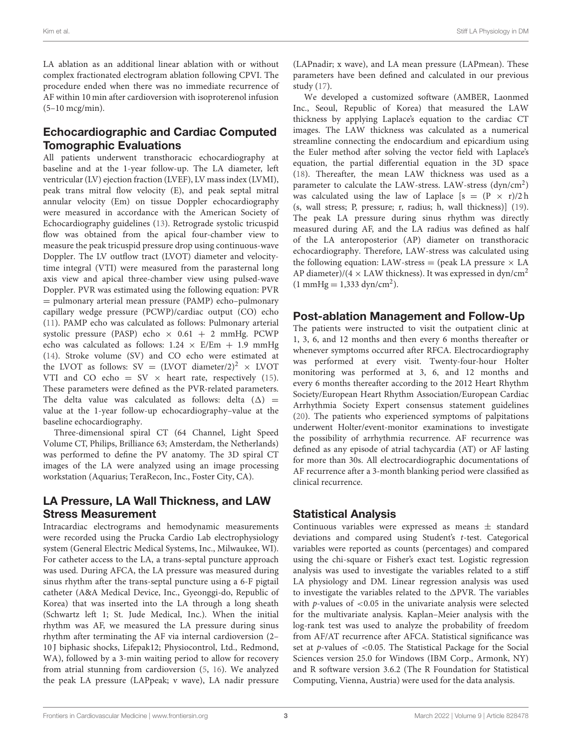LA ablation as an additional linear ablation with or without complex fractionated electrogram ablation following CPVI. The procedure ended when there was no immediate recurrence of AF within 10 min after cardioversion with isoproterenol infusion (5–10 mcg/min).

## Echocardiographic and Cardiac Computed Tomographic Evaluations

All patients underwent transthoracic echocardiography at baseline and at the 1-year follow-up. The LA diameter, left ventricular (LV) ejection fraction (LVEF), LV mass index (LVMI), peak trans mitral flow velocity (E), and peak septal mitral annular velocity (Em) on tissue Doppler echocardiography were measured in accordance with the American Society of Echocardiography guidelines (13). Retrograde systolic tricuspid flow was obtained from the apical four-chamber view to measure the peak tricuspid pressure drop using continuous-wave Doppler. The LV outflow tract (LVOT) diameter and velocity-time integral (VTI) were measured from the parasternal long axis view and apical three-chamber view using pulsed-wave Doppler. PVR was estimated using the following equation: PVR = pulmonary arterial mean pressure (PAMP) echo–pulmonary capillary wedge pressure (PCWP)/cardiac output (CO) echo (11). PAMP echo was calculated as follows: Pulmonary arterial systolic pressure (PASP) echo × 0.61 + 2 mmHg. PCWP echo was calculated as follows: 1.24 × E/Em + 1.9 mmHg (14). Stroke volume (SV) and CO echo were estimated at the LVOT as follows: SV = (LVOT diameter/2)$^2$ × LVOT VTI and CO echo = SV × heart rate, respectively (15). These parameters were defined as the PVR-related parameters. The delta value was calculated as follows: delta ($\Delta$) = value at the 1-year follow-up echocardiography–value at the baseline echocardiography.

Three-dimensional spiral CT (64 Channel, Light Speed Volume CT, Philips, Brilliance 63; Amsterdam, the Netherlands) was performed to define the PV anatomy. The 3D spiral CT images of the LA were analyzed using an image processing workstation (Aquarius; TeraRecon, Inc., Foster City, CA).

## LA Pressure, LA Wall Thickness, and LAW Stress Measurement

Intracardiac electrograms and hemodynamic measurements were recorded using the Prucka Cardio Lab electrophysiology system (General Electric Medical Systems, Inc., Milwaukee, WI). For catheter access to the LA, a trans-septal puncture approach was used. During AFCA, the LA pressure was measured during sinus rhythm after the trans-septal puncture using a 6-F pigtail catheter (A&A Medical Device, Inc., Gyeonggi-do, Republic of Korea) that was inserted into the LA through a long sheath (Schwartz left 1; St. Jude Medical, Inc.). When the initial rhythm was AF, we measured the LA pressure during sinus rhythm after terminating the AF via internal cardioversion (2–10 J biphasic shocks, Lifepak12; Physiocontrol, Ltd., Redmond, WA), followed by a 3-min waiting period to allow for recovery from atrial stunning from cardioversion (5, 16). We analyzed the peak LA pressure (LAPpeak; v wave), LA nadir pressure (LAPnadir; x wave), and LA mean pressure (LAPmean). These parameters have been defined and calculated in our previous study (17).

We developed a customized software (AMBER, Laonmed Inc., Seoul, Republic of Korea) that measured the LAW thickness by applying Laplace's equation to the cardiac CT images. The LAW thickness was calculated as a numerical streamline connecting the endocardium and epicardium using the Euler method after solving the vector field with Laplace's equation, the partial differential equation in the 3D space (18). Thereafter, the mean LAW thickness was used as a parameter to calculate the LAW-stress. LAW-stress (dyn/cm$^2$) was calculated using the law of Laplace [$s = (P \times r)/2h$ (s, wall stress; P, pressure; r, radius; h, wall thickness)] (19). The peak LA pressure during sinus rhythm was directly measured during AF, and the LA radius was defined as half of the LA anteroposterior (AP) diameter on transthoracic echocardiography. Therefore, LAW-stress was calculated using the following equation: LAW-stress = (peak LA pressure × LA AP diameter)/(4 × LAW thickness). It was expressed in dyn/cm$^2$ (1 mmHg = 1,333 dyn/cm$^2$).

## Post-ablation Management and Follow-Up

The patients were instructed to visit the outpatient clinic at 1, 3, 6, and 12 months and then every 6 months thereafter or whenever symptoms occurred after RFCA. Electrocardiography was performed at every visit. Twenty-four-hour Holter monitoring was performed at 3, 6, and 12 months and every 6 months thereafter according to the 2012 Heart Rhythm Society/European Heart Rhythm Association/European Cardiac Arrhythmia Society Expert consensus statement guidelines (20). The patients who experienced symptoms of palpitations underwent Holter/event-monitor examinations to investigate the possibility of arrhythmia recurrence. AF recurrence was defined as any episode of atrial tachycardia (AT) or AF lasting for more than 30s. All electrocardiographic documentations of AF recurrence after a 3-month blanking period were classified as clinical recurrence.

## Statistical Analysis

Continuous variables were expressed as means ± standard deviations and compared using Student's *t*-test. Categorical variables were reported as counts (percentages) and compared using the chi-square or Fisher's exact test. Logistic regression analysis was used to investigate the variables related to a stiff LA physiology and DM. Linear regression analysis was used to investigate the variables related to the $\Delta$PVR. The variables with *p*-values of $<0.05$ in the univariate analysis were selected for the multivariate analysis. Kaplan–Meier analysis with the log-rank test was used to analyze the probability of freedom from AF/AT recurrence after AFCA. Statistical significance was set at *p*-values of $<0.05$. The Statistical Package for the Social Sciences version 25.0 for Windows (IBM Corp., Armonk, NY) and R software version 3.6.2 (The R Foundation for Statistical Computing, Vienna, Austria) were used for the data analysis.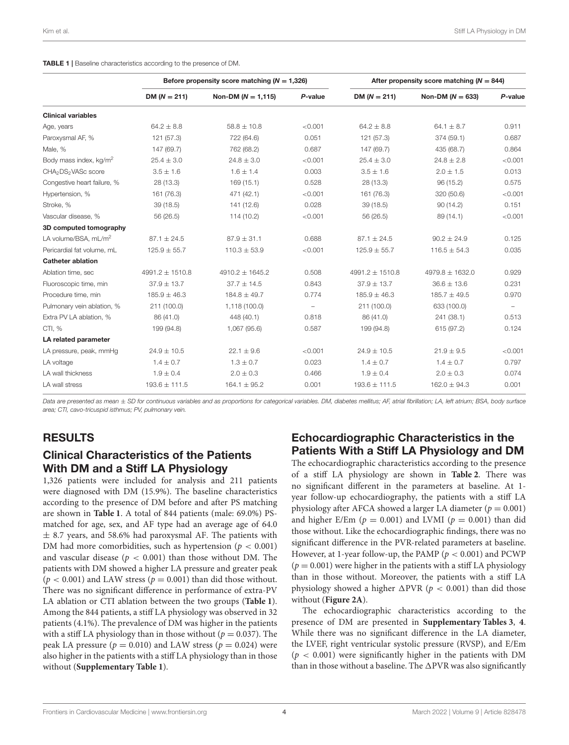**TABLE 1** | Baseline characteristics according to the presence of DM.

| | Before propensity score matching ($N$ = 1,326) | | | After propensity score matching ($N$ = 844) | | |
|---|---|---|---|---|---|---|
| | DM ($N$ = 211) | Non-DM ($N$ = 1,115) | $P$-value | DM ($N$ = 211) | Non-DM ($N$ = 633) | $P$-value |
| **Clinical variables** | | | | | | |
| Age, years | 64.2 ± 8.8 | 58.8 ± 10.8 | <0.001 | 64.2 ± 8.8 | 64.1 ± 8.7 | 0.911 |
| Paroxysmal AF, % | 121 (57.3) | 722 (64.6) | 0.051 | 121 (57.3) | 374 (59.1) | 0.687 |
| Male, % | 147 (69.7) | 762 (68.2) | 0.687 | 147 (69.7) | 435 (68.7) | 0.864 |
| Body mass index, kg/m$^2$ | 25.4 ± 3.0 | 24.8 ± 3.0 | <0.001 | 25.4 ± 3.0 | 24.8 ± 2.8 | <0.001 |
| $CHA_2DS_2VASc$ score | 3.5 ± 1.6 | 1.6 ± 1.4 | 0.003 | 3.5 ± 1.6 | 2.0 ± 1.5 | 0.013 |
| Congestive heart failure, % | 28 (13.3) | 169 (15.1) | 0.528 | 28 (13.3) | 96 (15.2) | 0.575 |
| Hypertension, % | 161 (76.3) | 471 (42.1) | <0.001 | 161 (76.3) | 320 (50.6) | <0.001 |
| Stroke, % | 39 (18.5) | 141 (12.6) | 0.028 | 39 (18.5) | 90 (14.2) | 0.151 |
| Vascular disease, % | 56 (26.5) | 114 (10.2) | <0.001 | 56 (26.5) | 89 (14.1) | <0.001 |
| **3D computed tomography** | | | | | | |
| LA volume/BSA, mL/m$^2$ | 87.1 ± 24.5 | 87.9 ± 31.1 | 0.688 | 87.1 ± 24.5 | 90.2 ± 24.9 | 0.125 |
| Pericardial fat volume, mL | 125.9 ± 55.7 | 110.3 ± 53.9 | <0.001 | 125.9 ± 55.7 | 116.5 ± 54.3 | 0.035 |
| **Catheter ablation** | | | | | | |
| Ablation time, sec | 4991.2 ± 1510.8 | 4910.2 ± 1645.2 | 0.508 | 4991.2 ± 1510.8 | 4979.8 ± 1632.0 | 0.929 |
| Fluoroscopic time, min | 37.9 ± 13.7 | 37.7 ± 14.5 | 0.843 | 37.9 ± 13.7 | 36.6 ± 13.6 | 0.231 |
| Procedure time, min | 185.9 ± 46.3 | 184.8 ± 49.7 | 0.774 | 185.9 ± 46.3 | 185.7 ± 49.5 | 0.970 |
| Pulmonary vein ablation, % | 211 (100.0) | 1,118 (100.0) | – | 211 (100.0) | 633 (100.0) | – |
| Extra PV LA ablation, % | 86 (41.0) | 448 (40.1) | 0.818 | 86 (41.0) | 241 (38.1) | 0.513 |
| CTI, % | 199 (94.8) | 1,067 (95.6) | 0.587 | 199 (94.8) | 615 (97.2) | 0.124 |
| **LA related parameter** | | | | | | |
| LA pressure, peak, mmHg | 24.9 ± 10.5 | 22.1 ± 9.6 | <0.001 | 24.9 ± 10.5 | 21.9 ± 9.5 | <0.001 |
| LA voltage | 1.4 ± 0.7 | 1.3 ± 0.7 | 0.023 | 1.4 ± 0.7 | 1.4 ± 0.7 | 0.797 |
| LA wall thickness | 1.9 ± 0.4 | 2.0 ± 0.3 | 0.466 | 1.9 ± 0.4 | 2.0 ± 0.3 | 0.074 |
| LA wall stress | 193.6 ± 111.5 | 164.1 ± 95.2 | 0.001 | 193.6 ± 111.5 | 162.0 ± 94.3 | 0.001 |

*Data are presented as mean ± SD for continuous variables and as proportions for categorical variables. DM, diabetes mellitus; AF, atrial fibrillation; LA, left atrium; BSA, body surface area; CTI, cavo-tricuspid isthmus; PV, pulmonary vein.*

## RESULTS

### Clinical Characteristics of the Patients With DM and a Stiff LA Physiology

1,326 patients were included for analysis and 211 patients were diagnosed with DM (15.9%). The baseline characteristics according to the presence of DM before and after PS matching are shown in **Table 1**. A total of 844 patients (male: 69.0%) PS-matched for age, sex, and AF type had an average age of 64.0 ± 8.7 years, and 58.6% had paroxysmal AF. The patients with DM had more comorbidities, such as hypertension ($p < 0.001$) and vascular disease ($p < 0.001$) than those without DM. The patients with DM showed a higher LA pressure and greater peak ($p < 0.001$) and LAW stress ($p = 0.001$) than did those without. There was no significant difference in performance of extra-PV LA ablation or CTI ablation between the two groups (**Table 1**). Among the 844 patients, a stiff LA physiology was observed in 32 patients (4.1%). The prevalence of DM was higher in the patients with a stiff LA physiology than in those without ($p = 0.037$). The peak LA pressure ($p = 0.010$) and LAW stress ($p = 0.024$) were also higher in the patients with a stiff LA physiology than in those without (**Supplementary Table 1**).

### Echocardiographic Characteristics in the Patients With a Stiff LA Physiology and DM

The echocardiographic characteristics according to the presence of a stiff LA physiology are shown in **Table 2**. There was no significant different in the parameters at baseline. At 1-year follow-up echocardiography, the patients with a stiff LA physiology after AFCA showed a larger LA diameter ($p = 0.001$) and higher E/Em ($p = 0.001$) and LVMI ($p = 0.001$) than did those without. Like the echocardiographic findings, there was no significant difference in the PVR-related parameters at baseline. However, at 1-year follow-up, the PAMP ($p < 0.001$) and PCWP ($p = 0.001$) were higher in the patients with a stiff LA physiology than in those without. Moreover, the patients with a stiff LA physiology showed a higher ΔPVR ($p < 0.001$) than did those without (**Figure 2A**).

The echocardiographic characteristics according to the presence of DM are presented in **Supplementary Tables 3**, **4**. While there was no significant difference in the LA diameter, the LVEF, right ventricular systolic pressure (RVSP), and E/Em ($p < 0.001$) were significantly higher in the patients with DM than in those without a baseline. The ΔPVR was also significantly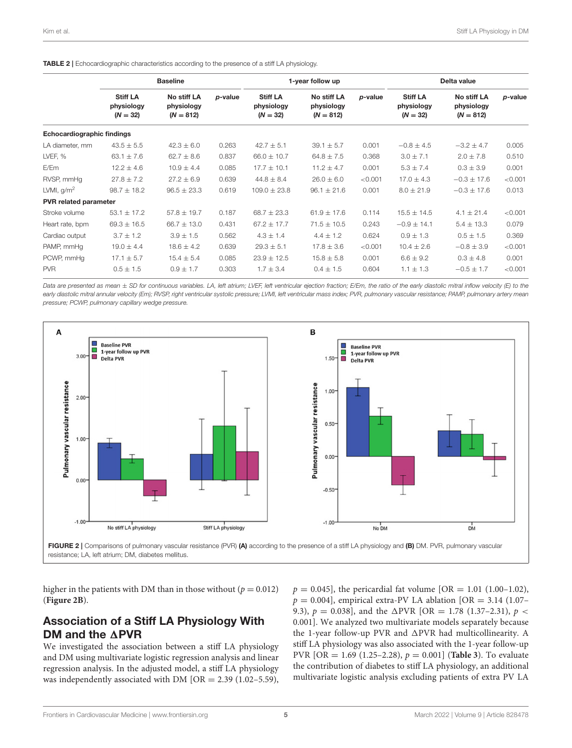**TABLE 2** | Echocardiographic characteristics according to the presence of a stiff LA physiology.

| | Baseline | | | 1-year follow up | | | Delta value | | |
|---|---|---|---|---|---|---|---|---|---|
| | Stiff LA physiology ($N = 32$) | No stiff LA physiology ($N = 812$) | *p*-value | Stiff LA physiology ($N = 32$) | No stiff LA physiology ($N = 812$) | *p*-value | Stiff LA physiology ($N = 32$) | No stiff LA physiology ($N = 812$) | *p*-value |
| **Echocardiographic findings** | | | | | | | | | |
| LA diameter, mm | 43.5 ± 5.5 | 42.3 ± 6.0 | 0.263 | 42.7 ± 5.1 | 39.1 ± 5.7 | 0.001 | −0.8 ± 4.5 | −3.2 ± 4.7 | 0.005 |
| LVEF, % | 63.1 ± 7.6 | 62.7 ± 8.6 | 0.837 | 66.0 ± 10.7 | 64.8 ± 7.5 | 0.368 | 3.0 ± 7.1 | 2.0 ± 7.8 | 0.510 |
| E/Em | 12.2 ± 4.6 | 10.9 ± 4.4 | 0.085 | 17.7 ± 10.1 | 11.2 ± 4.7 | 0.001 | 5.3 ± 7.4 | 0.3 ± 3.9 | 0.001 |
| RVSP, mmHg | 27.8 ± 7.2 | 27.2 ± 6.9 | 0.639 | 44.8 ± 8.4 | 26.0 ± 6.0 | <0.001 | 17.0 ± 4.3 | −0.3 ± 17.6 | <0.001 |
| LVMI, g/m$^2$ | 98.7 ± 18.2 | 96.5 ± 23.3 | 0.619 | 109.0 ± 23.8 | 96.1 ± 21.6 | 0.001 | 8.0 ± 21.9 | −0.3 ± 17.6 | 0.013 |
| **PVR related parameter** | | | | | | | | | |
| Stroke volume | 53.1 ± 17.2 | 57.8 ± 19.7 | 0.187 | 68.7 ± 23.3 | 61.9 ± 17.6 | 0.114 | 15.5 ± 14.5 | 4.1 ± 21.4 | <0.001 |
| Heart rate, bpm | 69.3 ± 16.5 | 66.7 ± 13.0 | 0.431 | 67.2 ± 17.7 | 71.5 ± 10.5 | 0.243 | −0.9 ± 14.1 | 5.4 ± 13.3 | 0.079 |
| Cardiac output | 3.7 ± 1.2 | 3.9 ± 1.5 | 0.562 | 4.3 ± 1.4 | 4.4 ± 1.2 | 0.624 | 0.9 ± 1.3 | 0.5 ± 1.5 | 0.369 |
| PAMP, mmHg | 19.0 ± 4.4 | 18.6 ± 4.2 | 0.639 | 29.3 ± 5.1 | 17.8 ± 3.6 | <0.001 | 10.4 ± 2.6 | −0.8 ± 3.9 | <0.001 |
| PCWP, mmHg | 17.1 ± 5.7 | 15.4 ± 5.4 | 0.085 | 23.9 ± 12.5 | 15.8 ± 5.8 | 0.001 | 6.6 ± 9.2 | 0.3 ± 4.8 | 0.001 |
| PVR | 0.5 ± 1.5 | 0.9 ± 1.7 | 0.303 | 1.7 ± 3.4 | 0.4 ± 1.5 | 0.604 | 1.1 ± 1.3 | −0.5 ± 1.7 | <0.001 |

*Data are presented as mean ± SD for continuous variables. LA, left atrium; LVEF, left ventricular ejection fraction; E/Em, the ratio of the early diastolic mitral inflow velocity (E) to the early diastolic mitral annular velocity (Em); RVSP, right ventricular systolic pressure; LVMI, left ventricular mass index; PVR, pulmonary vascular resistance; PAMP, pulmonary artery mean pressure; PCWP, pulmonary capillary wedge pressure.*

**FIGURE 2** | Comparisons of pulmonary vascular resistance (PVR) **(A)** according to the presence of a stiff LA physiology and **(B)** DM. PVR, pulmonary vascular resistance; LA, left atrium; DM, diabetes mellitus.

higher in the patients with DM than in those without ($p = 0.012$) (**Figure 2B**).

## Association of a Stiff LA Physiology With DM and the ΔPVR

We investigated the association between a stiff LA physiology and DM using multivariate logistic regression analysis and linear regression analysis. In the adjusted model, a stiff LA physiology was independently associated with DM [OR = 2.39 (1.02–5.59), $p = 0.045$], the pericardial fat volume [OR = 1.01 (1.00–1.02), $p = 0.004$], empirical extra-PV LA ablation [OR = 3.14 (1.07–9.3), $p = 0.038$], and the ΔPVR [OR = 1.78 (1.37–2.31), $p < 0.001$]. We analyzed two multivariate models separately because the 1-year follow-up PVR and ΔPVR had multicollinearity. A stiff LA physiology was also associated with the 1-year follow-up PVR [OR = 1.69 (1.25–2.28), $p = 0.001$] (**Table 3**). To evaluate the contribution of diabetes to stiff LA physiology, an additional multivariate logistic analysis excluding patients of extra PV LA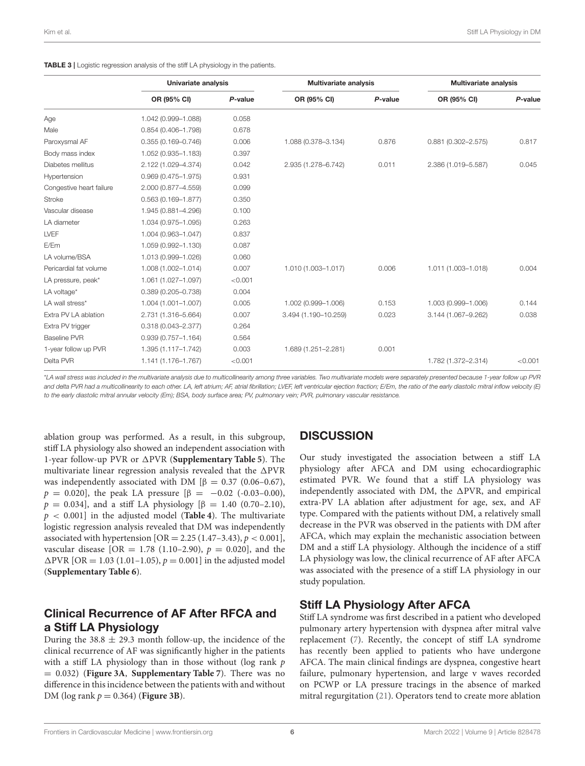**TABLE 3 |** Logistic regression analysis of the stiff LA physiology in the patients.

| | Univariate analysis | | Multivariate analysis | | Multivariate analysis | |
|---|---|---|---|---|---|---|
| | OR (95% CI) | P-value | OR (95% CI) | P-value | OR (95% CI) | P-value |
| Age | 1.042 (0.999–1.088) | 0.058 | | | | |
| Male | 0.854 (0.406–1.798) | 0.678 | | | | |
| Paroxysmal AF | 0.355 (0.169–0.746) | 0.006 | 1.088 (0.378–3.134) | 0.876 | 0.881 (0.302–2.575) | 0.817 |
| Body mass index | 1.052 (0.935–1.183) | 0.397 | | | | |
| Diabetes mellitus | 2.122 (1.029–4.374) | 0.042 | 2.935 (1.278–6.742) | 0.011 | 2.386 (1.019–5.587) | 0.045 |
| Hypertension | 0.969 (0.475–1.975) | 0.931 | | | | |
| Congestive heart failure | 2.000 (0.877–4.559) | 0.099 | | | | |
| Stroke | 0.563 (0.169–1.877) | 0.350 | | | | |
| Vascular disease | 1.945 (0.881–4.296) | 0.100 | | | | |
| LA diameter | 1.034 (0.975–1.095) | 0.263 | | | | |
| LVEF | 1.004 (0.963–1.047) | 0.837 | | | | |
| E/Em | 1.059 (0.992–1.130) | 0.087 | | | | |
| LA volume/BSA | 1.013 (0.999–1.026) | 0.060 | | | | |
| Pericardial fat volume | 1.008 (1.002–1.014) | 0.007 | 1.010 (1.003–1.017) | 0.006 | 1.011 (1.003–1.018) | 0.004 |
| LA pressure, peak* | 1.061 (1.027–1.097) | <0.001 | | | | |
| LA voltage* | 0.389 (0.205–0.738) | 0.004 | | | | |
| LA wall stress* | 1.004 (1.001–1.007) | 0.005 | 1.002 (0.999–1.006) | 0.153 | 1.003 (0.999–1.006) | 0.144 |
| Extra PV LA ablation | 2.731 (1.316–5.664) | 0.007 | 3.494 (1.190–10.259) | 0.023 | 3.144 (1.067–9.262) | 0.038 |
| Extra PV trigger | 0.318 (0.043–2.377) | 0.264 | | | | |
| Baseline PVR | 0.939 (0.757–1.164) | 0.564 | | | | |
| 1-year follow up PVR | 1.395 (1.117–1.742) | 0.003 | 1.689 (1.251–2.281) | 0.001 | | |
| Delta PVR | 1.141 (1.176–1.767) | <0.001 | | | 1.782 (1.372–2.314) | <0.001 |

*LA wall stress was included in the multivariate analysis due to multicollinearity among three variables. Two multivariate models were separately presented because 1-year follow up PVR and delta PVR had a multicollinearity to each other. LA, left atrium; AF, atrial fibrillation; LVEF, left ventricular ejection fraction; E/Em, the ratio of the early diastolic mitral inflow velocity (E) to the early diastolic mitral annular velocity (Em); BSA, body surface area; PV, pulmonary vein; PVR, pulmonary vascular resistance.

ablation group was performed. As a result, in this subgroup, stiff LA physiology also showed an independent association with 1-year follow-up PVR or ΔPVR (**Supplementary Table 5**). The multivariate linear regression analysis revealed that the ΔPVR was independently associated with DM [$\beta = 0.37$ (0.06–0.67), $p = 0.020$], the peak LA pressure [$\beta = -0.02$ (-0.03–0.00), $p = 0.034$], and a stiff LA physiology [$\beta = 1.40$ (0.70–2.10), $p < 0.001$] in the adjusted model (**Table 4**). The multivariate logistic regression analysis revealed that DM was independently associated with hypertension [OR = 2.25 (1.47–3.43), $p < 0.001$], vascular disease [OR = 1.78 (1.10–2.90), $p = 0.020$], and the ΔPVR [OR = 1.03 (1.01–1.05), $p = 0.001$] in the adjusted model (**Supplementary Table 6**).

## Clinical Recurrence of AF After RFCA and a Stiff LA Physiology

During the 38.8 ± 29.3 month follow-up, the incidence of the clinical recurrence of AF was significantly higher in the patients with a stiff LA physiology than in those without (log rank $p = 0.032$) (**Figure 3A**, **Supplementary Table 7**). There was no difference in this incidence between the patients with and without DM (log rank $p = 0.364$) (**Figure 3B**).

# DISCUSSION

Our study investigated the association between a stiff LA physiology after AFCA and DM using echocardiographic estimated PVR. We found that a stiff LA physiology was independently associated with DM, the ΔPVR, and empirical extra-PV LA ablation after adjustment for age, sex, and AF type. Compared with the patients without DM, a relatively small decrease in the PVR was observed in the patients with DM after AFCA, which may explain the mechanistic association between DM and a stiff LA physiology. Although the incidence of a stiff LA physiology was low, the clinical recurrence of AF after AFCA was associated with the presence of a stiff LA physiology in our study population.

## Stiff LA Physiology After AFCA

Stiff LA syndrome was first described in a patient who developed pulmonary artery hypertension with dyspnea after mitral valve replacement (7). Recently, the concept of stiff LA syndrome has recently been applied to patients who have undergone AFCA. The main clinical findings are dyspnea, congestive heart failure, pulmonary hypertension, and large v waves recorded on PCWP or LA pressure tracings in the absence of marked mitral regurgitation (21). Operators tend to create more ablation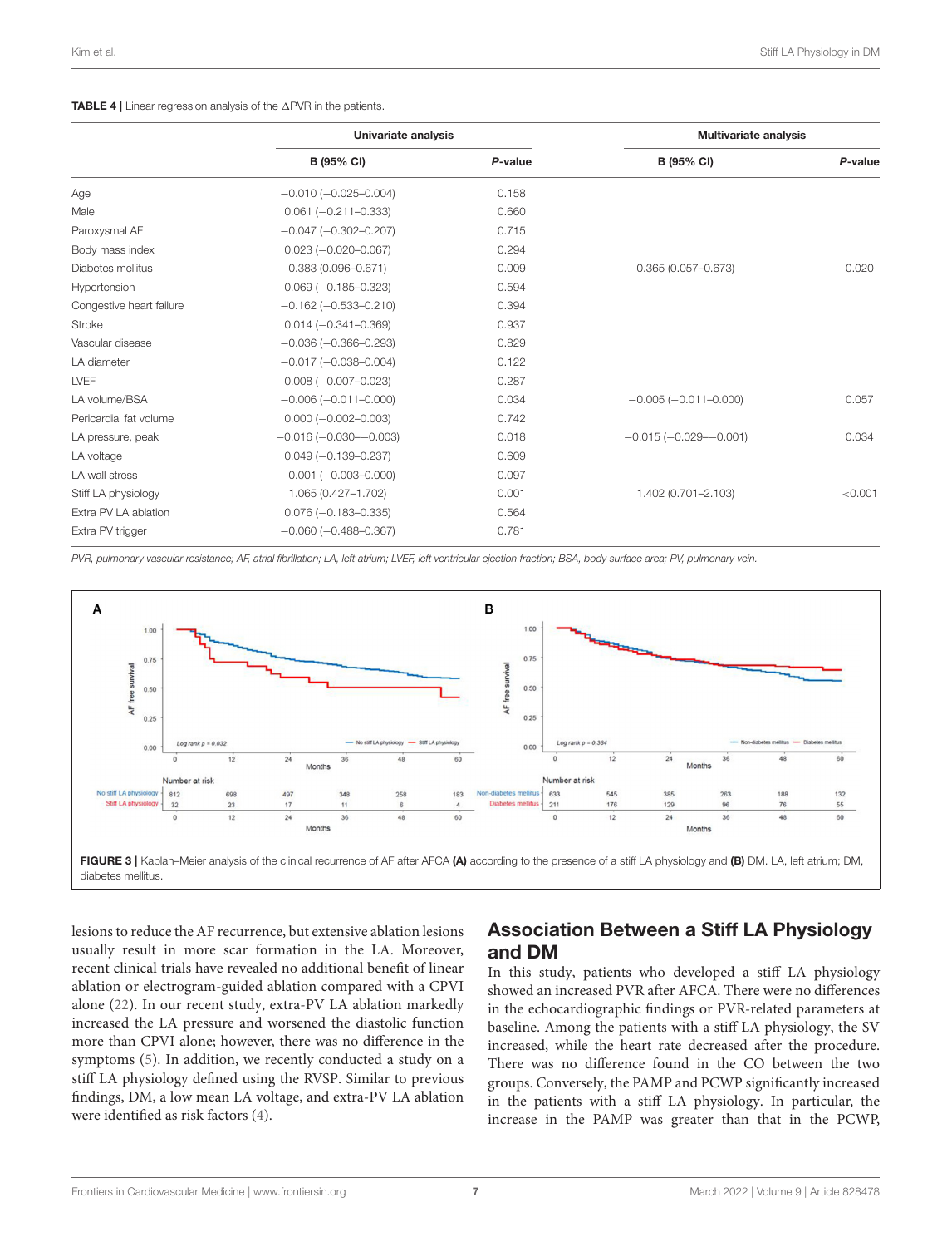**TABLE 4 |** Linear regression analysis of the ΔPVR in the patients.

| | Univariate analysis | | Multivariate analysis | |
|---|---|---|---|---|
| | B (95% CI) | *P*-value | B (95% CI) | *P*-value |
| Age | −0.010 (−0.025–0.004) | 0.158 | | |
| Male | 0.061 (−0.211–0.333) | 0.660 | | |
| Paroxysmal AF | −0.047 (−0.302–0.207) | 0.715 | | |
| Body mass index | 0.023 (−0.020–0.067) | 0.294 | | |
| Diabetes mellitus | 0.383 (0.096–0.671) | 0.009 | 0.365 (0.057–0.673) | 0.020 |
| Hypertension | 0.069 (−0.185–0.323) | 0.594 | | |
| Congestive heart failure | −0.162 (−0.533–0.210) | 0.394 | | |
| Stroke | 0.014 (−0.341–0.369) | 0.937 | | |
| Vascular disease | −0.036 (−0.366–0.293) | 0.829 | | |
| LA diameter | −0.017 (−0.038–0.004) | 0.122 | | |
| LVEF | 0.008 (−0.007–0.023) | 0.287 | | |
| LA volume/BSA | −0.006 (−0.011–0.000) | 0.034 | −0.005 (−0.011–0.000) | 0.057 |
| Pericardial fat volume | 0.000 (−0.002–0.003) | 0.742 | | |
| LA pressure, peak | −0.016 (−0.030–−0.003) | 0.018 | −0.015 (−0.029–−0.001) | 0.034 |
| LA voltage | 0.049 (−0.139–0.237) | 0.609 | | |
| LA wall stress | −0.001 (−0.003–0.000) | 0.097 | | |
| Stiff LA physiology | 1.065 (0.427–1.702) | 0.001 | 1.402 (0.701–2.103) | <0.001 |
| Extra PV LA ablation | 0.076 (−0.183–0.335) | 0.564 | | |
| Extra PV trigger | −0.060 (−0.488–0.367) | 0.781 | | |

*PVR, pulmonary vascular resistance; AF, atrial fibrillation; LA, left atrium; LVEF, left ventricular ejection fraction; BSA, body surface area; PV, pulmonary vein.*

**FIGURE 3 |** Kaplan–Meier analysis of the clinical recurrence of AF after AFCA **(A)** according to the presence of a stiff LA physiology and **(B)** DM. LA, left atrium; DM, diabetes mellitus.

lesions to reduce the AF recurrence, but extensive ablation lesions usually result in more scar formation in the LA. Moreover, recent clinical trials have revealed no additional benefit of linear ablation or electrogram-guided ablation compared with a CPVI alone (22). In our recent study, extra-PV LA ablation markedly increased the LA pressure and worsened the diastolic function more than CPVI alone; however, there was no difference in the symptoms (5). In addition, we recently conducted a study on a stiff LA physiology defined using the RVSP. Similar to previous findings, DM, a low mean LA voltage, and extra-PV LA ablation were identified as risk factors (4).

## Association Between a Stiff LA Physiology and DM

In this study, patients who developed a stiff LA physiology showed an increased PVR after AFCA. There were no differences in the echocardiographic findings or PVR-related parameters at baseline. Among the patients with a stiff LA physiology, the SV increased, while the heart rate decreased after the procedure. There was no difference found in the CO between the two groups. Conversely, the PAMP and PCWP significantly increased in the patients with a stiff LA physiology. In particular, the increase in the PAMP was greater than that in the PCWP,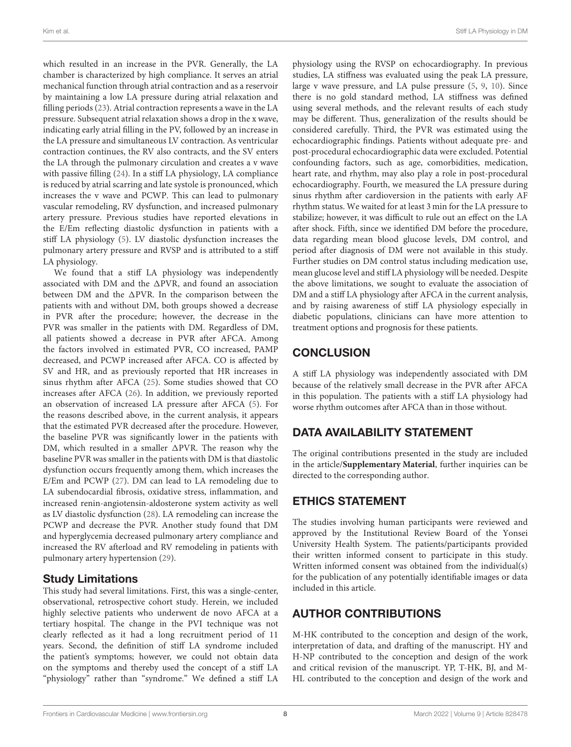which resulted in an increase in the PVR. Generally, the LA chamber is characterized by high compliance. It serves an atrial mechanical function through atrial contraction and as a reservoir by maintaining a low LA pressure during atrial relaxation and filling periods (23). Atrial contraction represents a wave in the LA pressure. Subsequent atrial relaxation shows a drop in the x wave, indicating early atrial filling in the PV, followed by an increase in the LA pressure and simultaneous LV contraction. As ventricular contraction continues, the RV also contracts, and the SV enters the LA through the pulmonary circulation and creates a v wave with passive filling (24). In a stiff LA physiology, LA compliance is reduced by atrial scarring and late systole is pronounced, which increases the v wave and PCWP. This can lead to pulmonary vascular remodeling, RV dysfunction, and increased pulmonary artery pressure. Previous studies have reported elevations in the E/Em reflecting diastolic dysfunction in patients with a stiff LA physiology (5). LV diastolic dysfunction increases the pulmonary artery pressure and RVSP and is attributed to a stiff LA physiology.

We found that a stiff LA physiology was independently associated with DM and the ΔPVR, and found an association between DM and the ΔPVR. In the comparison between the patients with and without DM, both groups showed a decrease in PVR after the procedure; however, the decrease in the PVR was smaller in the patients with DM. Regardless of DM, all patients showed a decrease in PVR after AFCA. Among the factors involved in estimated PVR, CO increased, PAMP decreased, and PCWP increased after AFCA. CO is affected by SV and HR, and as previously reported that HR increases in sinus rhythm after AFCA (25). Some studies showed that CO increases after AFCA (26). In addition, we previously reported an observation of increased LA pressure after AFCA (5). For the reasons described above, in the current analysis, it appears that the estimated PVR decreased after the procedure. However, the baseline PVR was significantly lower in the patients with DM, which resulted in a smaller ΔPVR. The reason why the baseline PVR was smaller in the patients with DM is that diastolic dysfunction occurs frequently among them, which increases the E/Em and PCWP (27). DM can lead to LA remodeling due to LA subendocardial fibrosis, oxidative stress, inflammation, and increased renin-angiotensin-aldosterone system activity as well as LV diastolic dysfunction (28). LA remodeling can increase the PCWP and decrease the PVR. Another study found that DM and hyperglycemia decreased pulmonary artery compliance and increased the RV afterload and RV remodeling in patients with pulmonary artery hypertension (29).

### Study Limitations

This study had several limitations. First, this was a single-center, observational, retrospective cohort study. Herein, we included highly selective patients who underwent de novo AFCA at a tertiary hospital. The change in the PVI technique was not clearly reflected as it had a long recruitment period of 11 years. Second, the definition of stiff LA syndrome included the patient's symptoms; however, we could not obtain data on the symptoms and thereby used the concept of a stiff LA "physiology" rather than "syndrome." We defined a stiff LA physiology using the RVSP on echocardiography. In previous studies, LA stiffness was evaluated using the peak LA pressure, large v wave pressure, and LA pulse pressure (5, 9, 10). Since there is no gold standard method, LA stiffness was defined using several methods, and the relevant results of each study may be different. Thus, generalization of the results should be considered carefully. Third, the PVR was estimated using the echocardiographic findings. Patients without adequate pre- and post-procedural echocardiographic data were excluded. Potential confounding factors, such as age, comorbidities, medication, heart rate, and rhythm, may also play a role in post-procedural echocardiography. Fourth, we measured the LA pressure during sinus rhythm after cardioversion in the patients with early AF rhythm status. We waited for at least 3 min for the LA pressure to stabilize; however, it was difficult to rule out an effect on the LA after shock. Fifth, since we identified DM before the procedure, data regarding mean blood glucose levels, DM control, and period after diagnosis of DM were not available in this study. Further studies on DM control status including medication use, mean glucose level and stiff LA physiology will be needed. Despite the above limitations, we sought to evaluate the association of DM and a stiff LA physiology after AFCA in the current analysis, and by raising awareness of stiff LA physiology especially in diabetic populations, clinicians can have more attention to treatment options and prognosis for these patients.

## CONCLUSION

A stiff LA physiology was independently associated with DM because of the relatively small decrease in the PVR after AFCA in this population. The patients with a stiff LA physiology had worse rhythm outcomes after AFCA than in those without.

## DATA AVAILABILITY STATEMENT

The original contributions presented in the study are included in the article/**Supplementary Material**, further inquiries can be directed to the corresponding author.

## ETHICS STATEMENT

The studies involving human participants were reviewed and approved by the Institutional Review Board of the Yonsei University Health System. The patients/participants provided their written informed consent to participate in this study. Written informed consent was obtained from the individual(s) for the publication of any potentially identifiable images or data included in this article.

## AUTHOR CONTRIBUTIONS

M-HK contributed to the conception and design of the work, interpretation of data, and drafting of the manuscript. HY and H-NP contributed to the conception and design of the work and critical revision of the manuscript. YP, T-HK, BJ, and M-HL contributed to the conception and design of the work and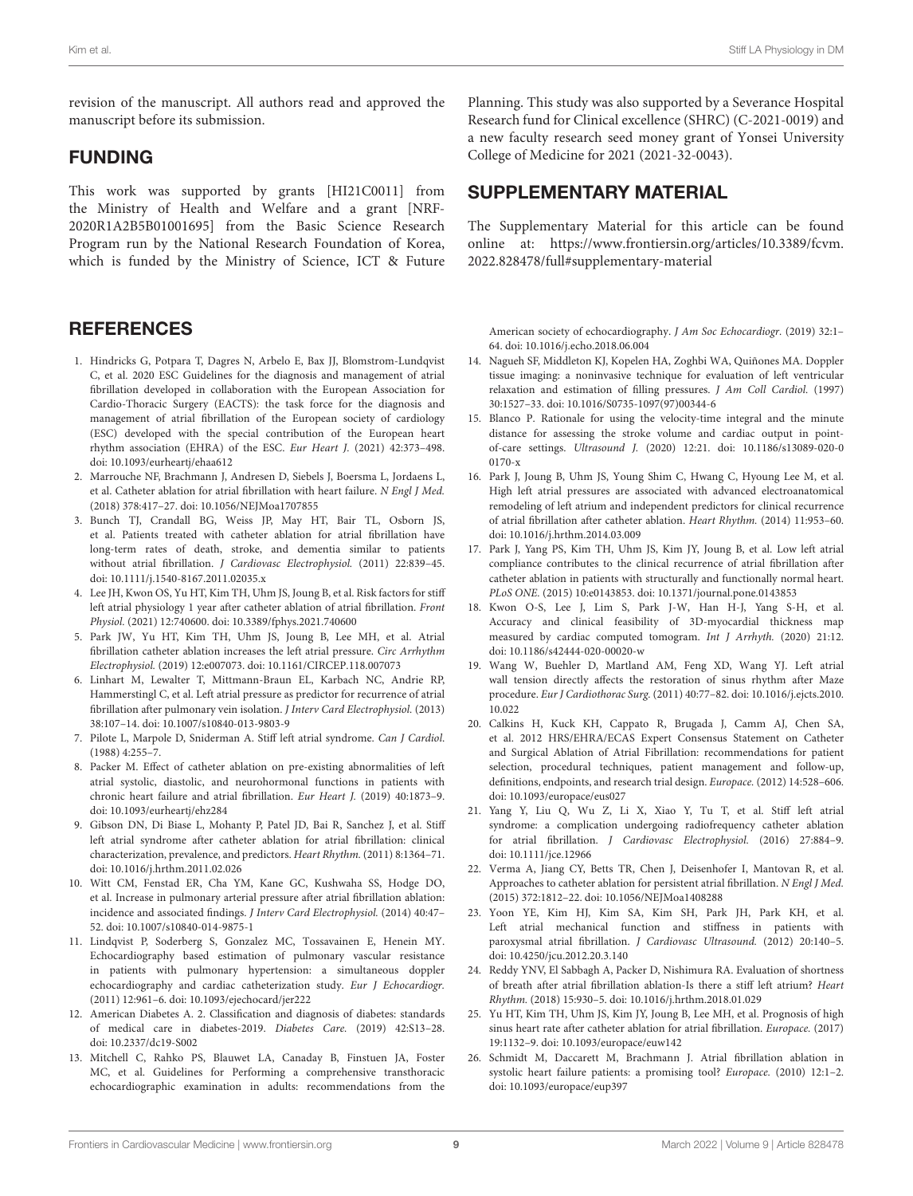revision of the manuscript. All authors read and approved the manuscript before its submission.

## FUNDING

This work was supported by grants [HI21C0011] from the Ministry of Health and Welfare and a grant [NRF-2020R1A2B5B01001695] from the Basic Science Research Program run by the National Research Foundation of Korea, which is funded by the Ministry of Science, ICT & Future Planning. This study was also supported by a Severance Hospital Research fund for Clinical excellence (SHRC) (C-2021-0019) and a new faculty research seed money grant of Yonsei University College of Medicine for 2021 (2021-32-0043).

## SUPPLEMENTARY MATERIAL

The Supplementary Material for this article can be found online at: https://www.frontiersin.org/articles/10.3389/fcvm.2022.828478/full#supplementary-material

## REFERENCES

1. Hindricks G, Potpara T, Dagres N, Arbelo E, Bax JJ, Blomstrom-Lundqvist C, et al. 2020 ESC Guidelines for the diagnosis and management of atrial fibrillation developed in collaboration with the European Association for Cardio-Thoracic Surgery (EACTS): the task force for the diagnosis and management of atrial fibrillation of the European society of cardiology (ESC) developed with the special contribution of the European heart rhythm association (EHRA) of the ESC. *Eur Heart J.* (2021) 42:373–498. doi: 10.1093/eurheartj/ehaa612
2. Marrouche NF, Brachmann J, Andresen D, Siebels J, Boersma L, Jordaens L, et al. Catheter ablation for atrial fibrillation with heart failure. *N Engl J Med.* (2018) 378:417–27. doi: 10.1056/NEJMoa1707855
3. Bunch TJ, Crandall BG, Weiss JP, May HT, Bair TL, Osborn JS, et al. Patients treated with catheter ablation for atrial fibrillation have long-term rates of death, stroke, and dementia similar to patients without atrial fibrillation. *J Cardiovasc Electrophysiol.* (2011) 22:839–45. doi: 10.1111/j.1540-8167.2011.02035.x
4. Lee JH, Kwon OS, Yu HT, Kim TH, Uhm JS, Joung B, et al. Risk factors for stiff left atrial physiology 1 year after catheter ablation of atrial fibrillation. *Front Physiol.* (2021) 12:740600. doi: 10.3389/fphys.2021.740600
5. Park JW, Yu HT, Kim TH, Uhm JS, Joung B, Lee MH, et al. Atrial fibrillation catheter ablation increases the left atrial pressure. *Circ Arrhythm Electrophysiol.* (2019) 12:e007073. doi: 10.1161/CIRCEP.118.007073
6. Linhart M, Lewalter T, Mittmann-Braun EL, Karbach NC, Andrie RP, Hammerstingl C, et al. Left atrial pressure as predictor for recurrence of atrial fibrillation after pulmonary vein isolation. *J Interv Card Electrophysiol.* (2013) 38:107–14. doi: 10.1007/s10840-013-9803-9
7. Pilote L, Marpole D, Sniderman A. Stiff left atrial syndrome. *Can J Cardiol.* (1988) 4:255–7.
8. Packer M. Effect of catheter ablation on pre-existing abnormalities of left atrial systolic, diastolic, and neurohormonal functions in patients with chronic heart failure and atrial fibrillation. *Eur Heart J.* (2019) 40:1873–9. doi: 10.1093/eurheartj/ehz284
9. Gibson DN, Di Biase L, Mohanty P, Patel JD, Bai R, Sanchez J, et al. Stiff left atrial syndrome after catheter ablation for atrial fibrillation: clinical characterization, prevalence, and predictors. *Heart Rhythm.* (2011) 8:1364–71. doi: 10.1016/j.hrthm.2011.02.026
10. Witt CM, Fenstad ER, Cha YM, Kane GC, Kushwaha SS, Hodge DO, et al. Increase in pulmonary arterial pressure after atrial fibrillation ablation: incidence and associated findings. *J Interv Card Electrophysiol.* (2014) 40:47–52. doi: 10.1007/s10840-014-9875-1
11. Lindqvist P, Soderberg S, Gonzalez MC, Tossavainen E, Henein MY. Echocardiography based estimation of pulmonary vascular resistance in patients with pulmonary hypertension: a simultaneous doppler echocardiography and cardiac catheterization study. *Eur J Echocardiogr.* (2011) 12:961–6. doi: 10.1093/ejechocard/jer222
12. American Diabetes A. 2. Classification and diagnosis of diabetes: standards of medical care in diabetes-2019. *Diabetes Care.* (2019) 42:S13–28. doi: 10.2337/dc19-S002
13. Mitchell C, Rahko PS, Blauwet LA, Canaday B, Finstuen JA, Foster MC, et al. Guidelines for Performing a comprehensive transthoracic echocardiographic examination in adults: recommendations from the American society of echocardiography. *J Am Soc Echocardiogr.* (2019) 32:1–64. doi: 10.1016/j.echo.2018.06.004
14. Nagueh SF, Middleton KJ, Kopelen HA, Zoghbi WA, Quiñones MA. Doppler tissue imaging: a noninvasive technique for evaluation of left ventricular relaxation and estimation of filling pressures. *J Am Coll Cardiol.* (1997) 30:1527–33. doi: 10.1016/S0735-1097(97)00344-6
15. Blanco P. Rationale for using the velocity-time integral and the minute distance for assessing the stroke volume and cardiac output in point-of-care settings. *Ultrasound J.* (2020) 12:21. doi: 10.1186/s13089-020-00170-x
16. Park J, Joung B, Uhm JS, Young Shim C, Hwang C, Hyoung Lee M, et al. High left atrial pressures are associated with advanced electroanatomical remodeling of left atrium and independent predictors for clinical recurrence of atrial fibrillation after catheter ablation. *Heart Rhythm.* (2014) 11:953–60. doi: 10.1016/j.hrthm.2014.03.009
17. Park J, Yang PS, Kim TH, Uhm JS, Kim JY, Joung B, et al. Low left atrial compliance contributes to the clinical recurrence of atrial fibrillation after catheter ablation in patients with structurally and functionally normal heart. *PLoS ONE.* (2015) 10:e0143853. doi: 10.1371/journal.pone.0143853
18. Kwon O-S, Lee J, Lim S, Park J-W, Han H-J, Yang S-H, et al. Accuracy and clinical feasibility of 3D-myocardial thickness map measured by cardiac computed tomogram. *Int J Arrhyth.* (2020) 21:12. doi: 10.1186/s42444-020-00020-w
19. Wang W, Buehler D, Martland AM, Feng XD, Wang YJ. Left atrial wall tension directly affects the restoration of sinus rhythm after Maze procedure. *Eur J Cardiothorac Surg.* (2011) 40:77–82. doi: 10.1016/j.ejcts.2010.10.022
20. Calkins H, Kuck KH, Cappato R, Brugada J, Camm AJ, Chen SA, et al. 2012 HRS/EHRA/ECAS Expert Consensus Statement on Catheter and Surgical Ablation of Atrial Fibrillation: recommendations for patient selection, procedural techniques, patient management and follow-up, definitions, endpoints, and research trial design. *Europace.* (2012) 14:528–606. doi: 10.1093/europace/eus027
21. Yang Y, Liu Q, Wu Z, Li X, Xiao Y, Tu T, et al. Stiff left atrial syndrome: a complication undergoing radiofrequency catheter ablation for atrial fibrillation. *J Cardiovasc Electrophysiol.* (2016) 27:884–9. doi: 10.1111/jce.12966
22. Verma A, Jiang CY, Betts TR, Chen J, Deisenhofer I, Mantovan R, et al. Approaches to catheter ablation for persistent atrial fibrillation. *N Engl J Med.* (2015) 372:1812–22. doi: 10.1056/NEJMoa1408288
23. Yoon YE, Kim HJ, Kim SA, Kim SH, Park JH, Park KH, et al. Left atrial mechanical function and stiffness in patients with paroxysmal atrial fibrillation. *J Cardiovasc Ultrasound.* (2012) 20:140–5. doi: 10.4250/jcu.2012.20.3.140
24. Reddy YNV, El Sabbagh A, Packer D, Nishimura RA. Evaluation of shortness of breath after atrial fibrillation ablation-Is there a stiff left atrium? *Heart Rhythm.* (2018) 15:930–5. doi: 10.1016/j.hrthm.2018.01.029
25. Yu HT, Kim TH, Uhm JS, Kim JY, Joung B, Lee MH, et al. Prognosis of high sinus heart rate after catheter ablation for atrial fibrillation. *Europace.* (2017) 19:1132–9. doi: 10.1093/europace/euw142
26. Schmidt M, Daccarett M, Brachmann J. Atrial fibrillation ablation in systolic heart failure patients: a promising tool? *Europace.* (2010) 12:1–2. doi: 10.1093/europace/eup397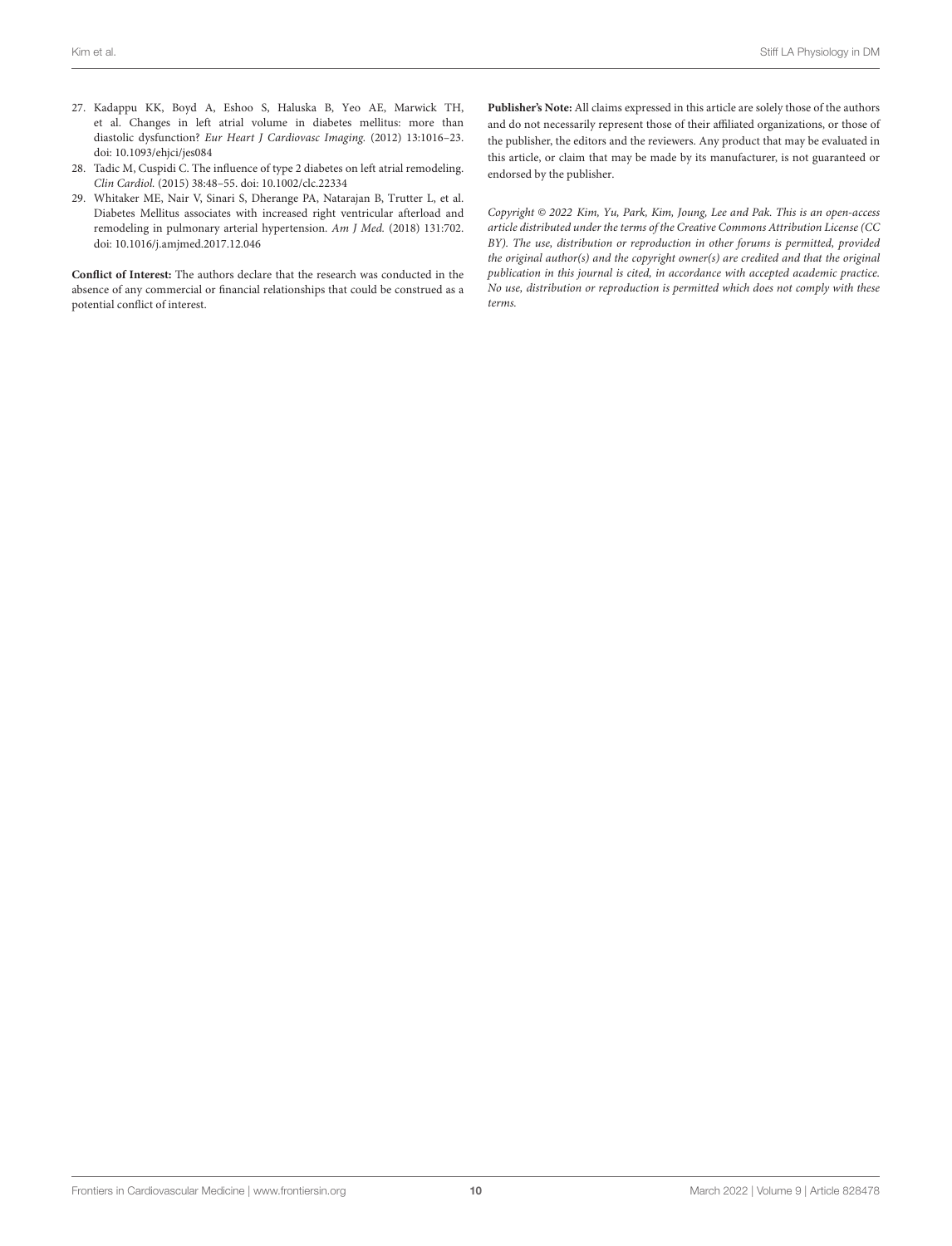27. Kadappu KK, Boyd A, Eshoo S, Haluska B, Yeo AE, Marwick TH, et al. Changes in left atrial volume in diabetes mellitus: more than diastolic dysfunction? *Eur Heart J Cardiovasc Imaging.* (2012) 13:1016–23. doi: 10.1093/ehjci/jes084
28. Tadic M, Cuspidi C. The influence of type 2 diabetes on left atrial remodeling. *Clin Cardiol.* (2015) 38:48–55. doi: 10.1002/clc.22334
29. Whitaker ME, Nair V, Sinari S, Dherange PA, Natarajan B, Trutter L, et al. Diabetes Mellitus associates with increased right ventricular afterload and remodeling in pulmonary arterial hypertension. *Am J Med.* (2018) 131:702. doi: 10.1016/j.amjmed.2017.12.046

**Conflict of Interest:** The authors declare that the research was conducted in the absence of any commercial or financial relationships that could be construed as a potential conflict of interest.

**Publisher's Note:** All claims expressed in this article are solely those of the authors and do not necessarily represent those of their affiliated organizations, or those of the publisher, the editors and the reviewers. Any product that may be evaluated in this article, or claim that may be made by its manufacturer, is not guaranteed or endorsed by the publisher.

*Copyright © 2022 Kim, Yu, Park, Kim, Joung, Lee and Pak. This is an open-access article distributed under the terms of the Creative Commons Attribution License (CC BY). The use, distribution or reproduction in other forums is permitted, provided the original author(s) and the copyright owner(s) are credited and that the original publication in this journal is cited, in accordance with accepted academic practice. No use, distribution or reproduction is permitted which does not comply with these terms.*